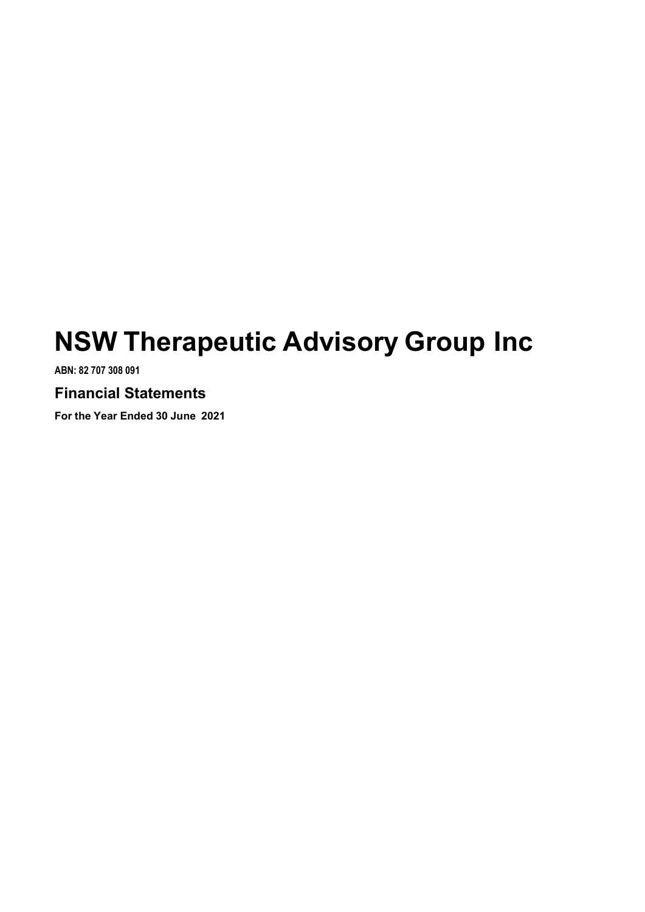# NSW Therapeutic Advisory Group Inc

**ABN: 82 707 308 091**

## Financial Statements

**For the Year Ended 30 June 2021**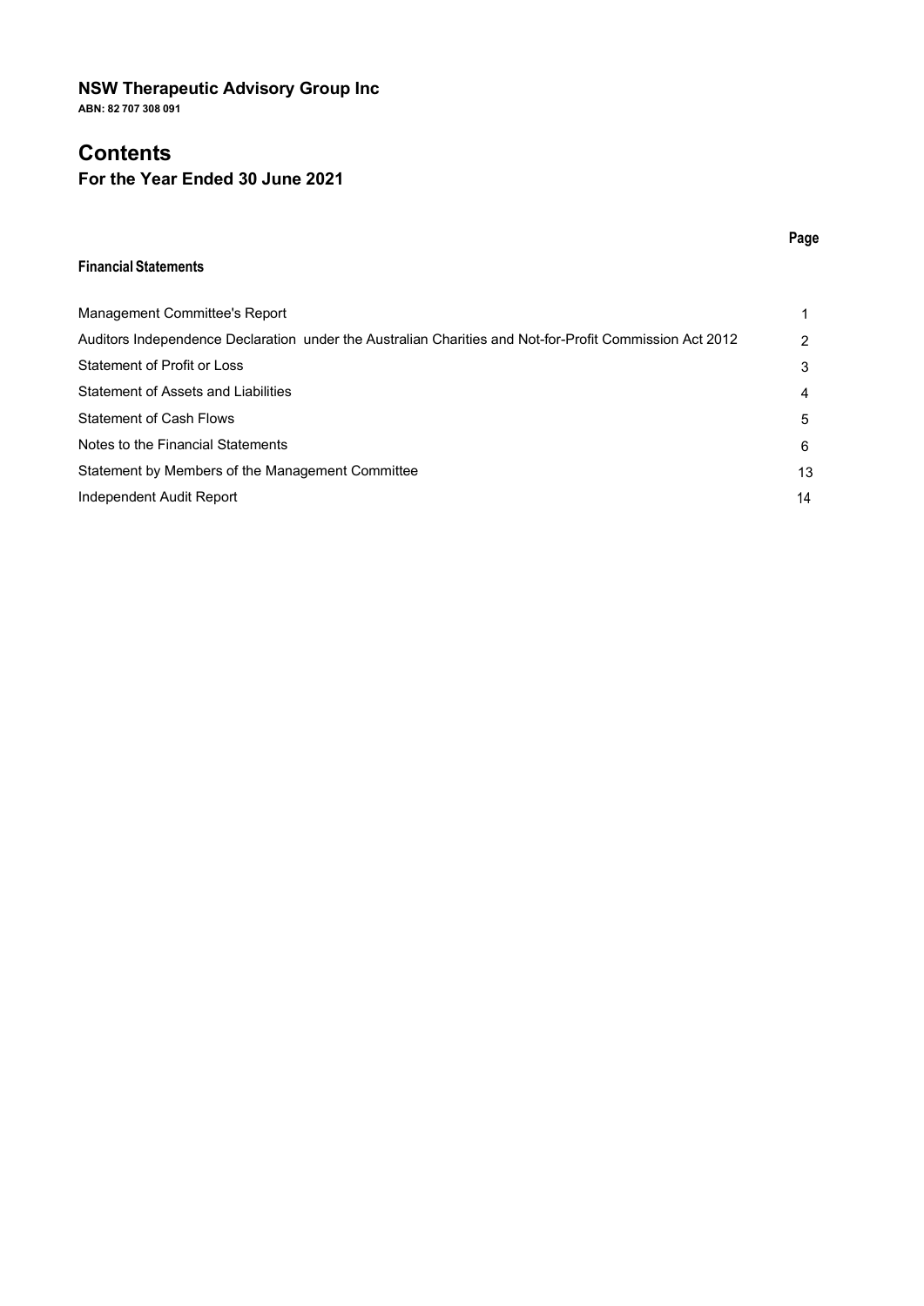# NSW Therapeutic Advisory Group Inc

**ABN: 82 707 308 091**

# Contents

## For the Year Ended 30 June 2021

| | Page |
|---|---|
| **Financial Statements** | |
| Management Committee's Report | 1 |
| Auditors Independence Declaration under the Australian Charities and Not-for-Profit Commission Act 2012 | 2 |
| Statement of Profit or Loss | 3 |
| Statement of Assets and Liabilities | 4 |
| Statement of Cash Flows | 5 |
| Notes to the Financial Statements | 6 |
| Statement by Members of the Management Committee | 13 |
| Independent Audit Report | 14 |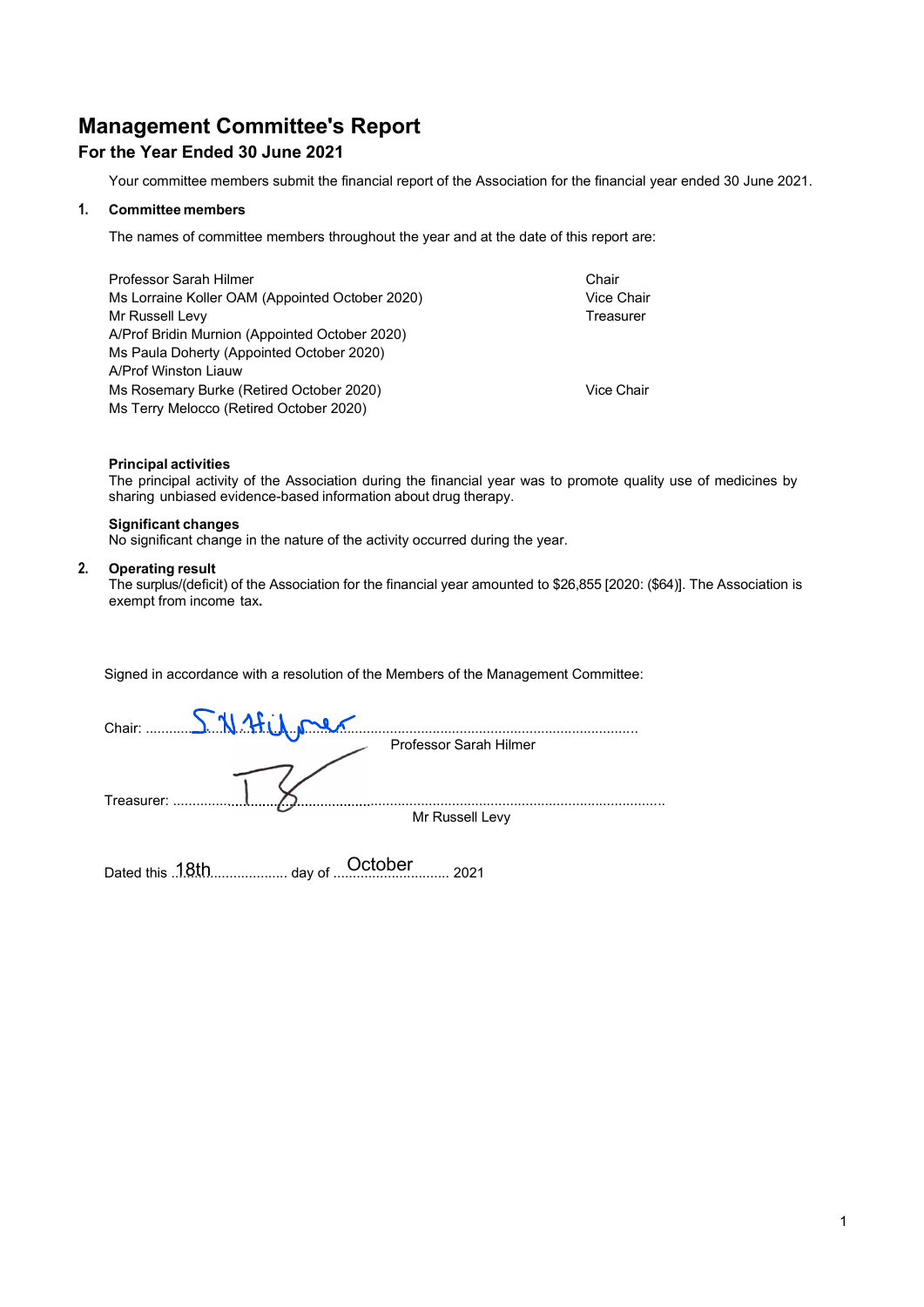# Management Committee's Report

## For the Year Ended 30 June 2021

Your committee members submit the financial report of the Association for the financial year ended 30 June 2021.

### 1. Committee members

The names of committee members throughout the year and at the date of this report are:

| | |
|---|---|
| Professor Sarah Hilmer | Chair |
| Ms Lorraine Koller OAM (Appointed October 2020) | Vice Chair |
| Mr Russell Levy | Treasurer |
| A/Prof Bridin Murnion (Appointed October 2020) | |
| Ms Paula Doherty (Appointed October 2020) | |
| A/Prof Winston Liauw | |
| Ms Rosemary Burke (Retired October 2020) | Vice Chair |
| Ms Terry Melocco (Retired October 2020) | |

**Principal activities**
The principal activity of the Association during the financial year was to promote quality use of medicines by sharing unbiased evidence-based information about drug therapy.

**Significant changes**
No significant change in the nature of the activity occurred during the year.

### 2. Operating result

The surplus/(deficit) of the Association for the financial year amounted to $26,855 [2020: ($64)]. The Association is exempt from income tax.

Signed in accordance with a resolution of the Members of the Management Committee:

Chair: ............................................................................................
Professor Sarah Hilmer

Treasurer: ............................................................................................
Mr Russell Levy

Dated this 18th day of October 2021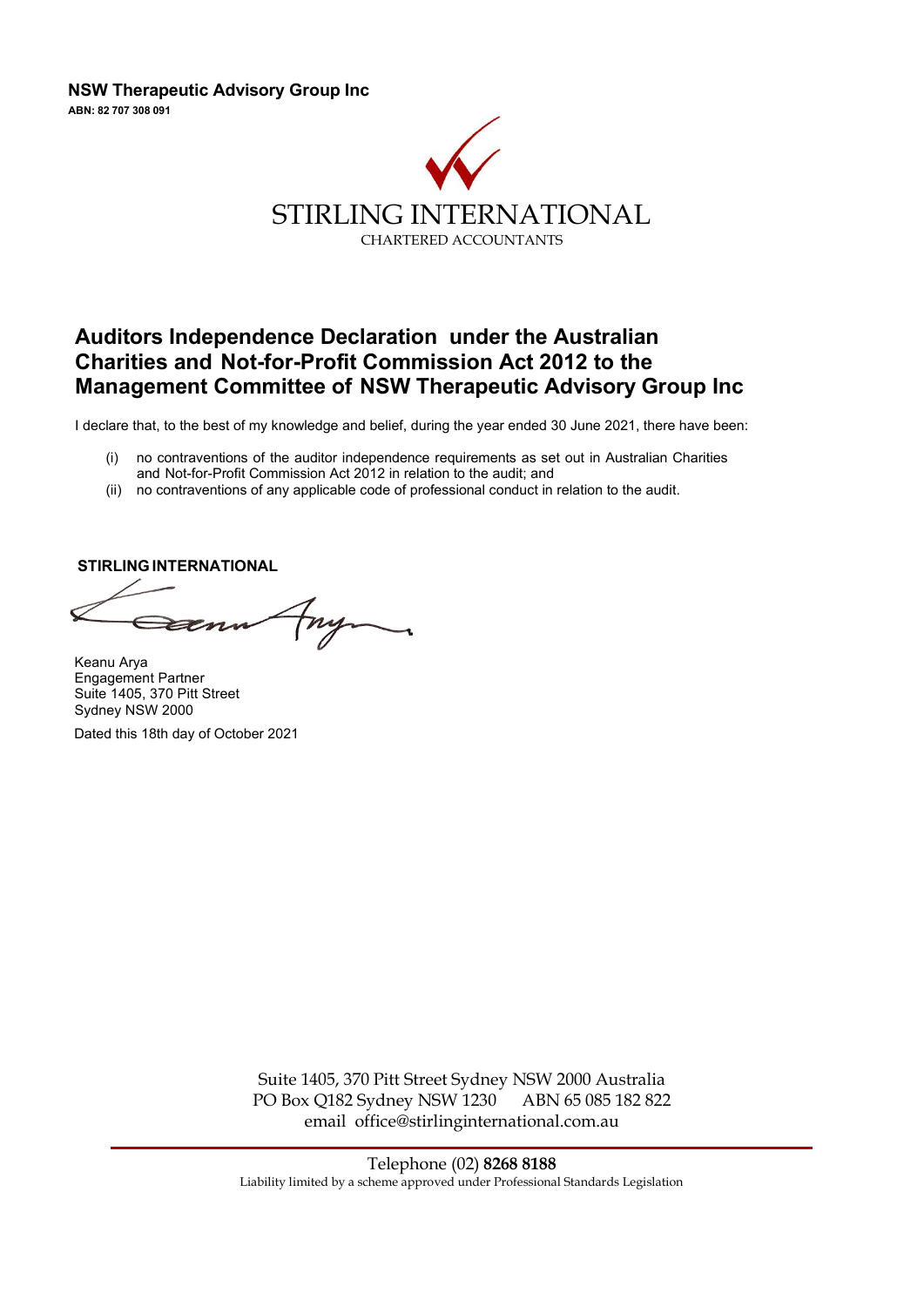**NSW Therapeutic Advisory Group Inc**
**ABN: 82 707 308 091**

STIRLING INTERNATIONAL
CHARTERED ACCOUNTANTS

## Auditors Independence Declaration under the Australian Charities and Not-for-Profit Commission Act 2012 to the Management Committee of NSW Therapeutic Advisory Group Inc

I declare that, to the best of my knowledge and belief, during the year ended 30 June 2021, there have been:

(i) no contraventions of the auditor independence requirements as set out in Australian Charities and Not-for-Profit Commission Act 2012 in relation to the audit; and
(ii) no contraventions of any applicable code of professional conduct in relation to the audit.

**STIRLING INTERNATIONAL**

Keanu Arya
Engagement Partner
Suite 1405, 370 Pitt Street
Sydney NSW 2000

Dated this 18th day of October 2021

Suite 1405, 370 Pitt Street Sydney NSW 2000 Australia
PO Box Q182 Sydney NSW 1230 ABN 65 085 182 822
email office@stirlinginternational.com.au

Telephone (02) **8268 8188**
Liability limited by a scheme approved under Professional Standards Legislation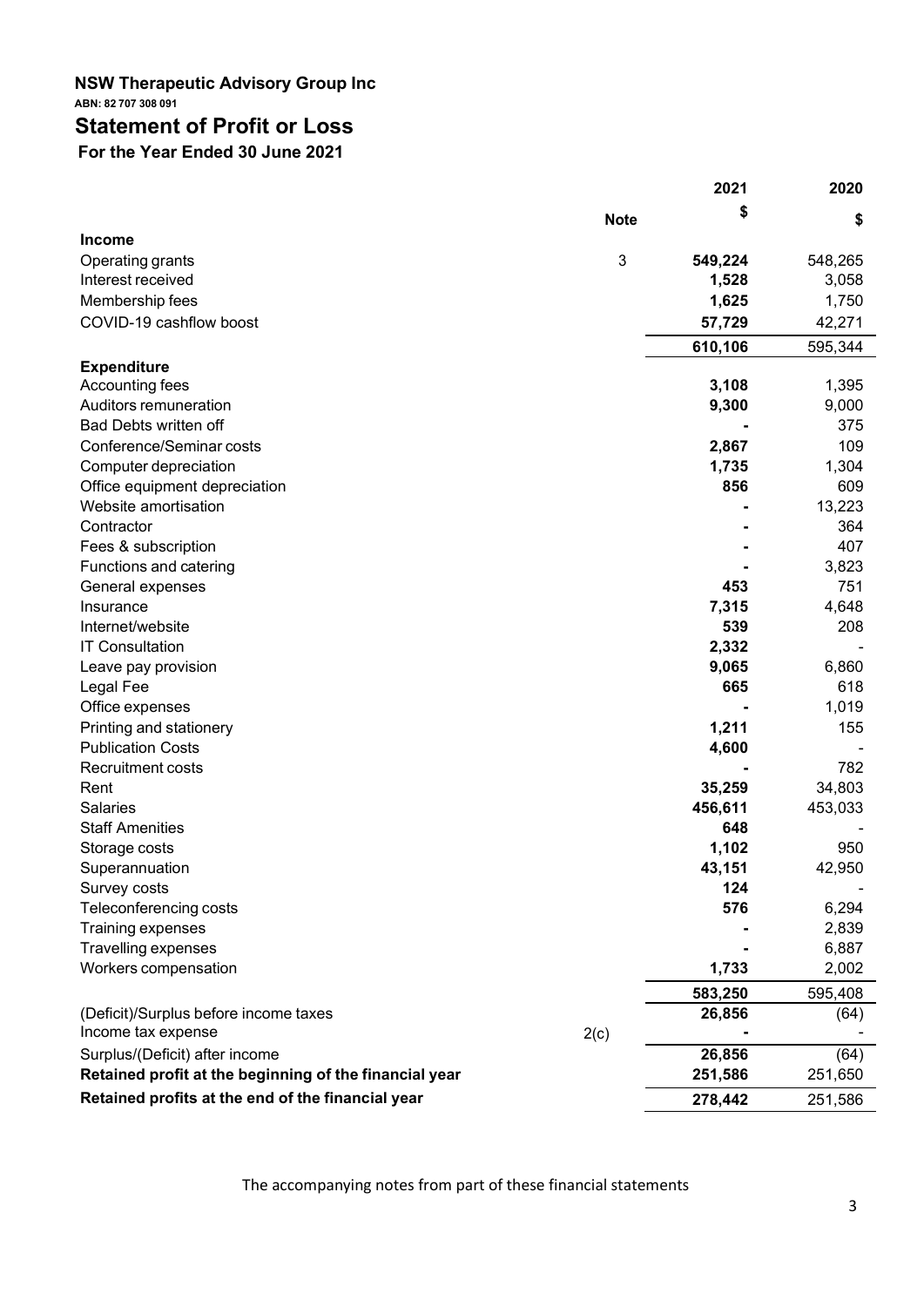**NSW Therapeutic Advisory Group Inc**

**ABN: 82 707 308 091**

# Statement of Profit or Loss

**For the Year Ended 30 June 2021**

| | Note | 2021 $ | 2020 $ |
|---|---|---|---|
| **Income** | | | |
| Operating grants | 3 | **549,224** | 548,265 |
| Interest received | | **1,528** | 3,058 |
| Membership fees | | **1,625** | 1,750 |
| COVID-19 cashflow boost | | **57,729** | 42,271 |
| | | **610,106** | 595,344 |
| **Expenditure** | | | |
| Accounting fees | | **3,108** | 1,395 |
| Auditors remuneration | | **9,300** | 9,000 |
| Bad Debts written off | | **-** | 375 |
| Conference/Seminar costs | | **2,867** | 109 |
| Computer depreciation | | **1,735** | 1,304 |
| Office equipment depreciation | | **856** | 609 |
| Website amortisation | | **-** | 13,223 |
| Contractor | | **-** | 364 |
| Fees & subscription | | **-** | 407 |
| Functions and catering | | **-** | 3,823 |
| General expenses | | **453** | 751 |
| Insurance | | **7,315** | 4,648 |
| Internet/website | | **539** | 208 |
| IT Consultation | | **2,332** | - |
| Leave pay provision | | **9,065** | 6,860 |
| Legal Fee | | **665** | 618 |
| Office expenses | | **-** | 1,019 |
| Printing and stationery | | **1,211** | 155 |
| Publication Costs | | **4,600** | - |
| Recruitment costs | | **-** | 782 |
| Rent | | **35,259** | 34,803 |
| Salaries | | **456,611** | 453,033 |
| Staff Amenities | | **648** | - |
| Storage costs | | **1,102** | 950 |
| Superannuation | | **43,151** | 42,950 |
| Survey costs | | **124** | - |
| Teleconferencing costs | | **576** | 6,294 |
| Training expenses | | **-** | 2,839 |
| Travelling expenses | | **-** | 6,887 |
| Workers compensation | | **1,733** | 2,002 |
| | | **583,250** | 595,408 |
| (Deficit)/Surplus before income taxes | | **26,856** | (64) |
| Income tax expense | 2(c) | **-** | - |
| Surplus/(Deficit) after income | | **26,856** | (64) |
| **Retained profit at the beginning of the financial year** | | **251,586** | 251,650 |
| **Retained profits at the end of the financial year** | | **278,442** | 251,586 |

The accompanying notes from part of these financial statements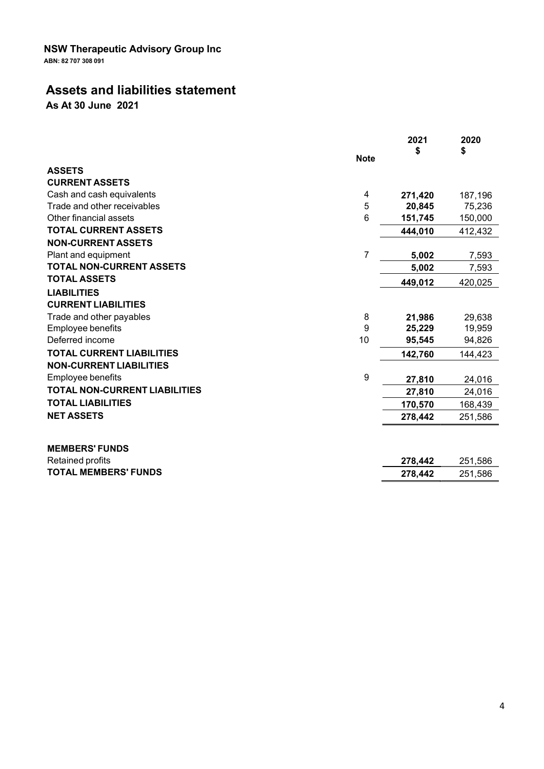**NSW Therapeutic Advisory Group Inc**

**ABN: 82 707 308 091**

# Assets and liabilities statement

**As At 30 June 2021**

| | Note | 2021 $ | 2020 $ |
|---|---|---|---|
| **ASSETS** | | | |
| **CURRENT ASSETS** | | | |
| Cash and cash equivalents | 4 | **271,420** | 187,196 |
| Trade and other receivables | 5 | **20,845** | 75,236 |
| Other financial assets | 6 | **151,745** | 150,000 |
| **TOTAL CURRENT ASSETS** | | **444,010** | 412,432 |
| **NON-CURRENT ASSETS** | | | |
| Plant and equipment | 7 | **5,002** | 7,593 |
| **TOTAL NON-CURRENT ASSETS** | | **5,002** | 7,593 |
| **TOTAL ASSETS** | | **449,012** | 420,025 |
| **LIABILITIES** | | | |
| **CURRENT LIABILITIES** | | | |
| Trade and other payables | 8 | **21,986** | 29,638 |
| Employee benefits | 9 | **25,229** | 19,959 |
| Deferred income | 10 | **95,545** | 94,826 |
| **TOTAL CURRENT LIABILITIES** | | **142,760** | 144,423 |
| **NON-CURRENT LIABILITIES** | | | |
| Employee benefits | 9 | **27,810** | 24,016 |
| **TOTAL NON-CURRENT LIABILITIES** | | **27,810** | 24,016 |
| **TOTAL LIABILITIES** | | **170,570** | 168,439 |
| **NET ASSETS** | | **278,442** | 251,586 |
| | | | |
| **MEMBERS' FUNDS** | | | |
| Retained profits | | **278,442** | 251,586 |
| **TOTAL MEMBERS' FUNDS** | | **278,442** | 251,586 |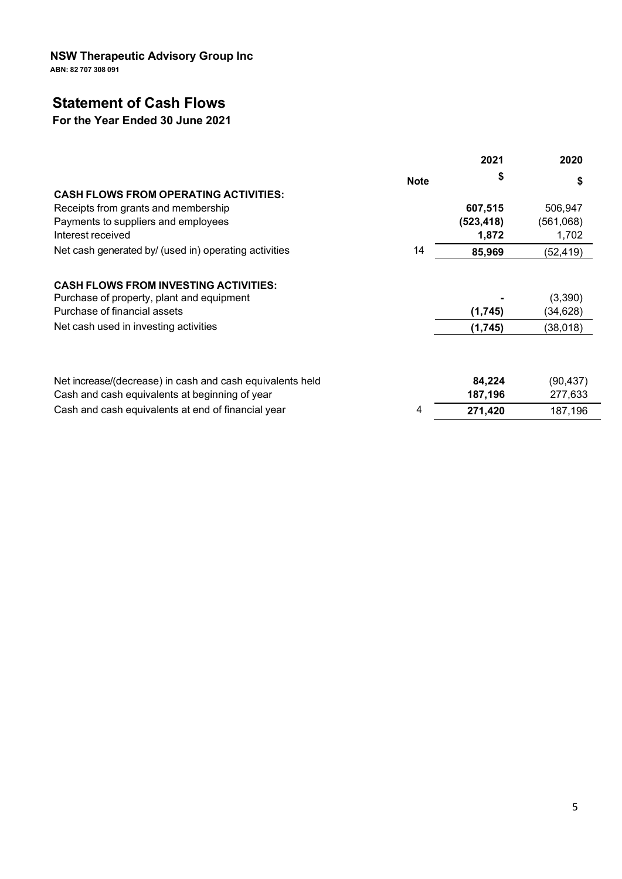**NSW Therapeutic Advisory Group Inc**

**ABN: 82 707 308 091**

# Statement of Cash Flows

## For the Year Ended 30 June 2021

| | Note | 2021 $ | 2020 $ |
|---|---|---|---|
| **CASH FLOWS FROM OPERATING ACTIVITIES:** | | | |
| Receipts from grants and membership | | **607,515** | 506,947 |
| Payments to suppliers and employees | | **(523,418)** | (561,068) |
| Interest received | | **1,872** | 1,702 |
| Net cash generated by/ (used in) operating activities | 14 | **85,969** | (52,419) |
| | | | |
| **CASH FLOWS FROM INVESTING ACTIVITIES:** | | | |
| Purchase of property, plant and equipment | | **-** | (3,390) |
| Purchase of financial assets | | **(1,745)** | (34,628) |
| Net cash used in investing activities | | **(1,745)** | (38,018) |
| | | | |
| Net increase/(decrease) in cash and cash equivalents held | | **84,224** | (90,437) |
| Cash and cash equivalents at beginning of year | | **187,196** | 277,633 |
| Cash and cash equivalents at end of financial year | 4 | **271,420** | 187,196 |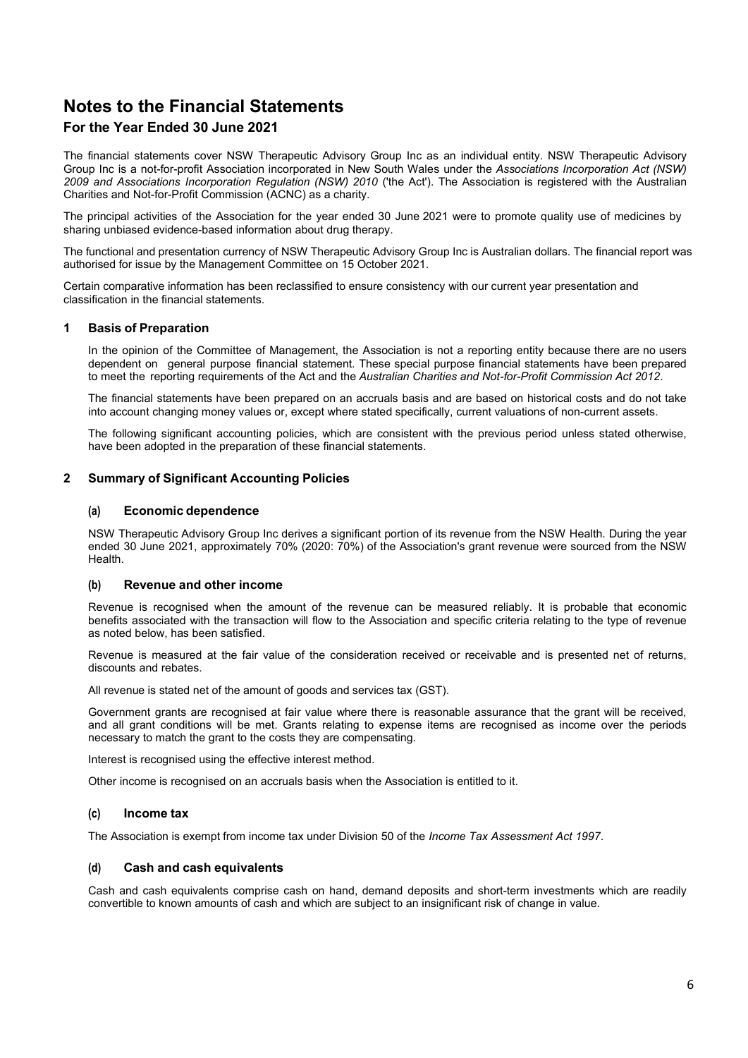# Notes to the Financial Statements

## For the Year Ended 30 June 2021

The financial statements cover NSW Therapeutic Advisory Group Inc as an individual entity. NSW Therapeutic Advisory Group Inc is a not-for-profit Association incorporated in New South Wales under the *Associations Incorporation Act (NSW) 2009 and Associations Incorporation Regulation (NSW) 2010* ('the Act'). The Association is registered with the Australian Charities and Not-for-Profit Commission (ACNC) as a charity.

The principal activities of the Association for the year ended 30 June 2021 were to promote quality use of medicines by sharing unbiased evidence-based information about drug therapy.

The functional and presentation currency of NSW Therapeutic Advisory Group Inc is Australian dollars. The financial report was authorised for issue by the Management Committee on 15 October 2021.

Certain comparative information has been reclassified to ensure consistency with our current year presentation and classification in the financial statements.

### 1 Basis of Preparation

In the opinion of the Committee of Management, the Association is not a reporting entity because there are no users dependent on general purpose financial statement. These special purpose financial statements have been prepared to meet the reporting requirements of the Act and the *Australian Charities and Not-for-Profit Commission Act 2012*.

The financial statements have been prepared on an accruals basis and are based on historical costs and do not take into account changing money values or, except where stated specifically, current valuations of non-current assets.

The following significant accounting policies, which are consistent with the previous period unless stated otherwise, have been adopted in the preparation of these financial statements.

### 2 Summary of Significant Accounting Policies

#### (a) Economic dependence

NSW Therapeutic Advisory Group Inc derives a significant portion of its revenue from the NSW Health. During the year ended 30 June 2021, approximately 70% (2020: 70%) of the Association's grant revenue were sourced from the NSW Health.

#### (b) Revenue and other income

Revenue is recognised when the amount of the revenue can be measured reliably. It is probable that economic benefits associated with the transaction will flow to the Association and specific criteria relating to the type of revenue as noted below, has been satisfied.

Revenue is measured at the fair value of the consideration received or receivable and is presented net of returns, discounts and rebates.

All revenue is stated net of the amount of goods and services tax (GST).

Government grants are recognised at fair value where there is reasonable assurance that the grant will be received, and all grant conditions will be met. Grants relating to expense items are recognised as income over the periods necessary to match the grant to the costs they are compensating.

Interest is recognised using the effective interest method.

Other income is recognised on an accruals basis when the Association is entitled to it.

#### (c) Income tax

The Association is exempt from income tax under Division 50 of the *Income Tax Assessment Act 1997*.

#### (d) Cash and cash equivalents

Cash and cash equivalents comprise cash on hand, demand deposits and short-term investments which are readily convertible to known amounts of cash and which are subject to an insignificant risk of change in value.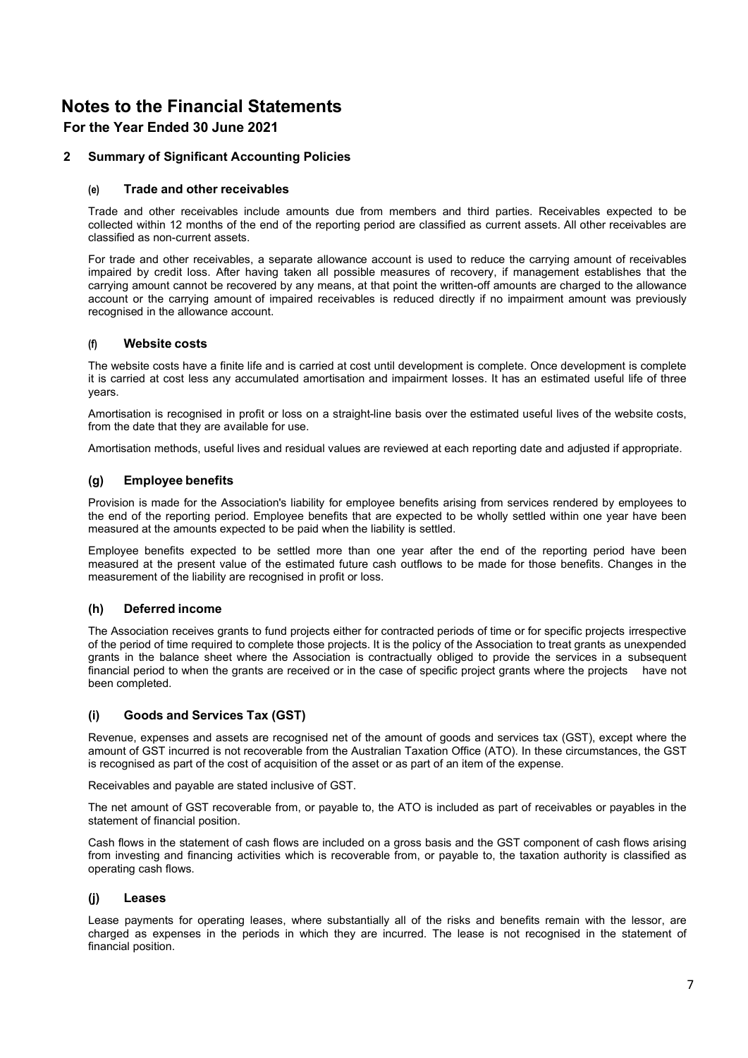# Notes to the Financial Statements

## For the Year Ended 30 June 2021

### 2 Summary of Significant Accounting Policies

#### (e) Trade and other receivables

Trade and other receivables include amounts due from members and third parties. Receivables expected to be collected within 12 months of the end of the reporting period are classified as current assets. All other receivables are classified as non-current assets.

For trade and other receivables, a separate allowance account is used to reduce the carrying amount of receivables impaired by credit loss. After having taken all possible measures of recovery, if management establishes that the carrying amount cannot be recovered by any means, at that point the written-off amounts are charged to the allowance account or the carrying amount of impaired receivables is reduced directly if no impairment amount was previously recognised in the allowance account.

#### (f) Website costs

The website costs have a finite life and is carried at cost until development is complete. Once development is complete it is carried at cost less any accumulated amortisation and impairment losses. It has an estimated useful life of three years.

Amortisation is recognised in profit or loss on a straight-line basis over the estimated useful lives of the website costs, from the date that they are available for use.

Amortisation methods, useful lives and residual values are reviewed at each reporting date and adjusted if appropriate.

#### (g) Employee benefits

Provision is made for the Association's liability for employee benefits arising from services rendered by employees to the end of the reporting period. Employee benefits that are expected to be wholly settled within one year have been measured at the amounts expected to be paid when the liability is settled.

Employee benefits expected to be settled more than one year after the end of the reporting period have been measured at the present value of the estimated future cash outflows to be made for those benefits. Changes in the measurement of the liability are recognised in profit or loss.

#### (h) Deferred income

The Association receives grants to fund projects either for contracted periods of time or for specific projects irrespective of the period of time required to complete those projects. It is the policy of the Association to treat grants as unexpended grants in the balance sheet where the Association is contractually obliged to provide the services in a subsequent financial period to when the grants are received or in the case of specific project grants where the projects have not been completed.

#### (i) Goods and Services Tax (GST)

Revenue, expenses and assets are recognised net of the amount of goods and services tax (GST), except where the amount of GST incurred is not recoverable from the Australian Taxation Office (ATO). In these circumstances, the GST is recognised as part of the cost of acquisition of the asset or as part of an item of the expense.

Receivables and payable are stated inclusive of GST.

The net amount of GST recoverable from, or payable to, the ATO is included as part of receivables or payables in the statement of financial position.

Cash flows in the statement of cash flows are included on a gross basis and the GST component of cash flows arising from investing and financing activities which is recoverable from, or payable to, the taxation authority is classified as operating cash flows.

#### (j) Leases

Lease payments for operating leases, where substantially all of the risks and benefits remain with the lessor, are charged as expenses in the periods in which they are incurred. The lease is not recognised in the statement of financial position.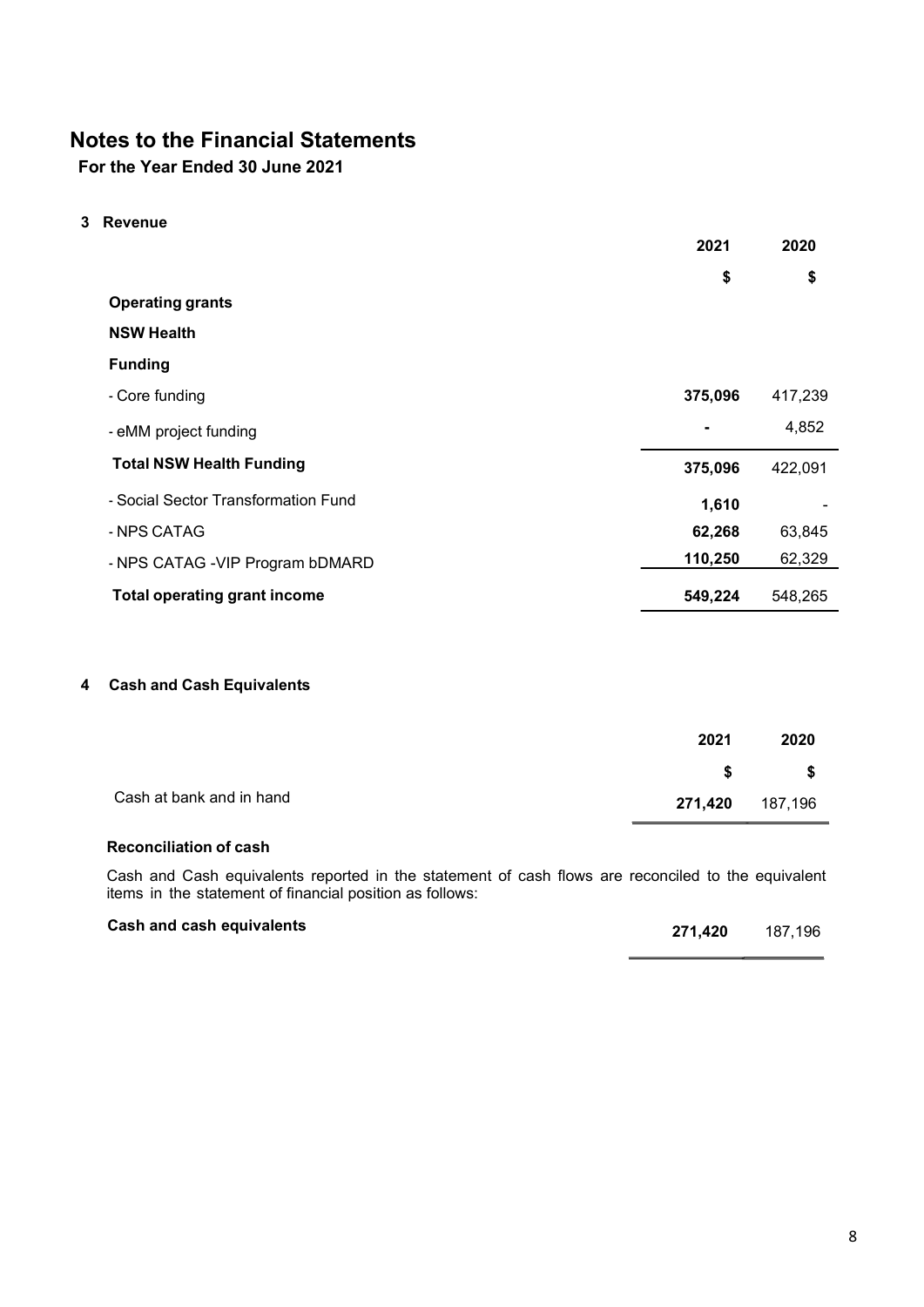# Notes to the Financial Statements

**For the Year Ended 30 June 2021**

## 3 Revenue

| | 2021 | 2020 |
|---|---|---|
| | $ | $ |
| **Operating grants** | | |
| **NSW Health** | | |
| **Funding** | | |
| - Core funding | **375,096** | 417,239 |
| - eMM project funding | **-** | 4,852 |
| **Total NSW Health Funding** | **375,096** | 422,091 |
| - Social Sector Transformation Fund | **1,610** | - |
| - NPS CATAG | **62,268** | 63,845 |
| - NPS CATAG -VIP Program bDMARD | **110,250** | 62,329 |
| **Total operating grant income** | **549,224** | 548,265 |

## 4 Cash and Cash Equivalents

| | 2021 | 2020 |
|---|---|---|
| | $ | $ |
| Cash at bank and in hand | **271,420** | 187,196 |

### Reconciliation of cash

Cash and Cash equivalents reported in the statement of cash flows are reconciled to the equivalent items in the statement of financial position as follows:

| | 2021 | 2020 |
|---|---|---|
| **Cash and cash equivalents** | **271,420** | 187,196 |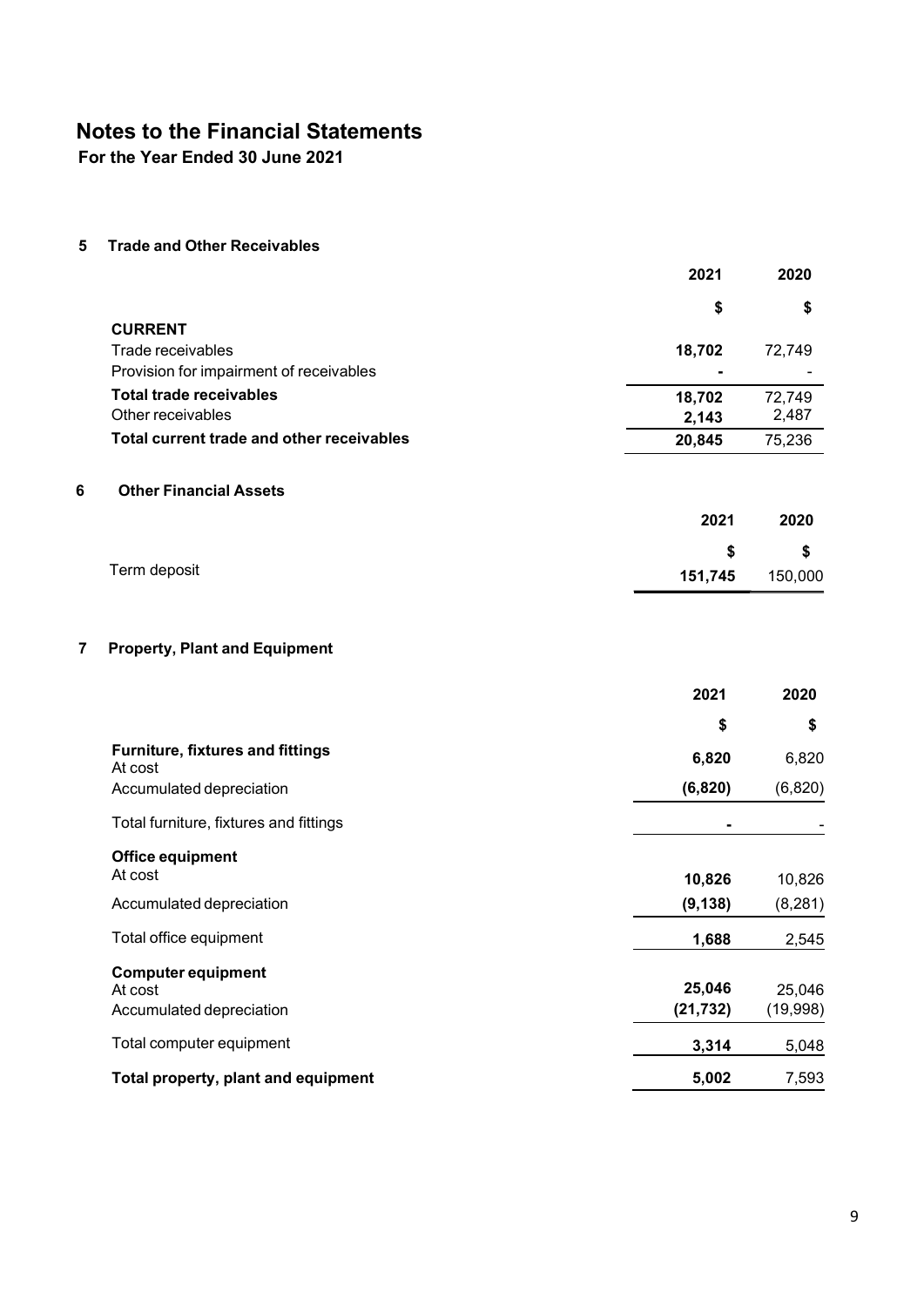# Notes to the Financial Statements

**For the Year Ended 30 June 2021**

## 5 Trade and Other Receivables

| | 2021 | 2020 |
|---|---|---|
| | **$** | **$** |
| **CURRENT** | | |
| Trade receivables | **18,702** | 72,749 |
| Provision for impairment of receivables | **-** | - |
| **Total trade receivables** | **18,702** | 72,749 |
| Other receivables | **2,143** | 2,487 |
| **Total current trade and other receivables** | **20,845** | 75,236 |

## 6 Other Financial Assets

| | 2021 | 2020 |
|---|---|---|
| | **$** | **$** |
| Term deposit | **151,745** | 150,000 |

## 7 Property, Plant and Equipment

| | 2021 | 2020 |
|---|---|---|
| | **$** | **$** |
| **Furniture, fixtures and fittings** | | |
| At cost | **6,820** | 6,820 |
| Accumulated depreciation | **(6,820)** | (6,820) |
| Total furniture, fixtures and fittings | **-** | - |
| **Office equipment** | | |
| At cost | **10,826** | 10,826 |
| Accumulated depreciation | **(9,138)** | (8,281) |
| Total office equipment | **1,688** | 2,545 |
| **Computer equipment** | | |
| At cost | **25,046** | 25,046 |
| Accumulated depreciation | **(21,732)** | (19,998) |
| Total computer equipment | **3,314** | 5,048 |
| **Total property, plant and equipment** | **5,002** | 7,593 |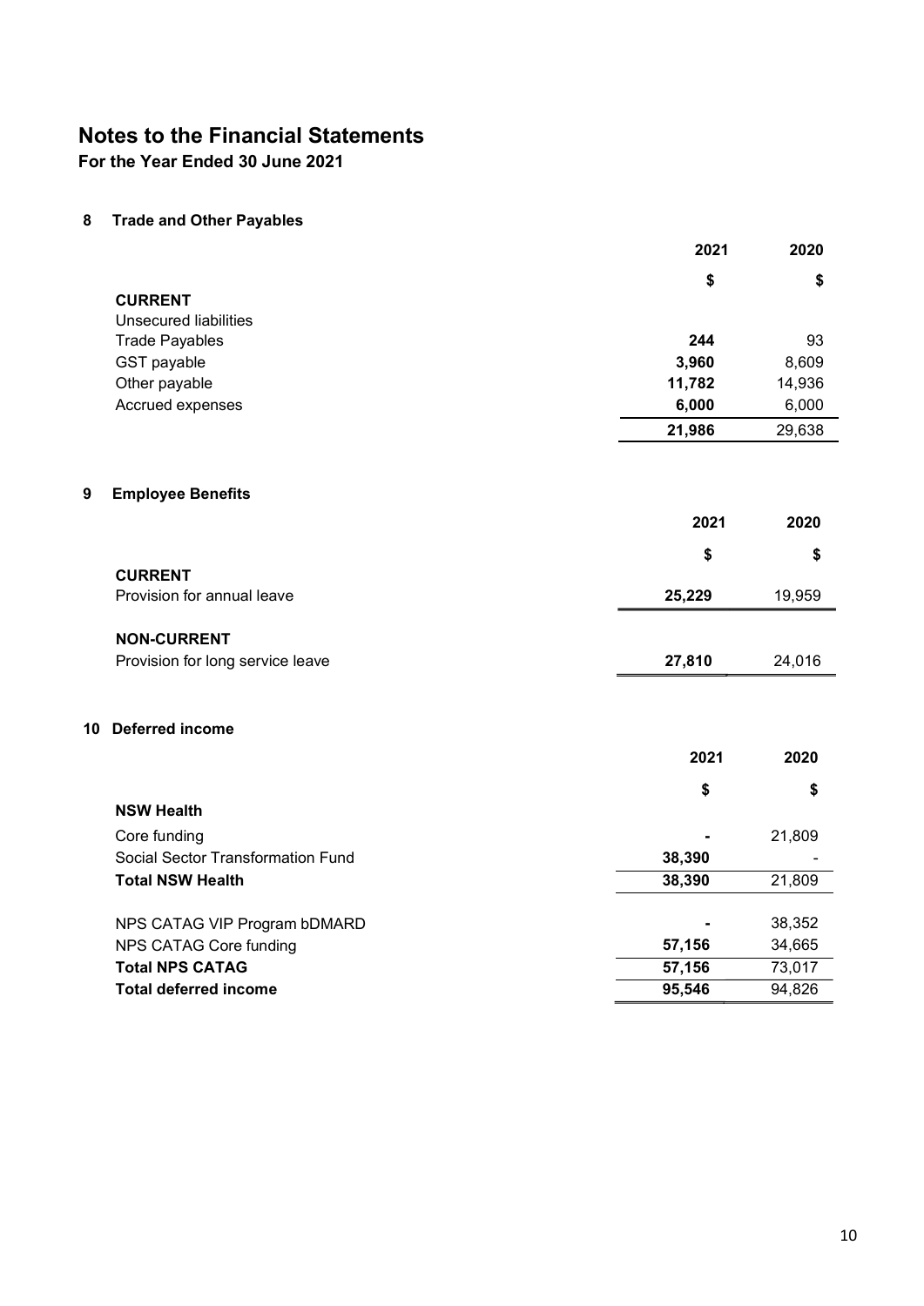# Notes to the Financial Statements

**For the Year Ended 30 June 2021**

## 8 Trade and Other Payables

| | 2021 | 2020 |
|---|---|---|
| | $ | $ |
| **CURRENT** | | |
| Unsecured liabilities | | |
| Trade Payables | **244** | 93 |
| GST payable | **3,960** | 8,609 |
| Other payable | **11,782** | 14,936 |
| Accrued expenses | **6,000** | 6,000 |
| | **21,986** | 29,638 |

## 9 Employee Benefits

| | 2021 | 2020 |
|---|---|---|
| | $ | $ |
| **CURRENT** | | |
| Provision for annual leave | **25,229** | 19,959 |
| **NON-CURRENT** | | |
| Provision for long service leave | **27,810** | 24,016 |

## 10 Deferred income

| | 2021 | 2020 |
|---|---|---|
| | $ | $ |
| **NSW Health** | | |
| Core funding | **-** | 21,809 |
| Social Sector Transformation Fund | **38,390** | - |
| **Total NSW Health** | **38,390** | 21,809 |
| NPS CATAG VIP Program bDMARD | **-** | 38,352 |
| NPS CATAG Core funding | **57,156** | 34,665 |
| **Total NPS CATAG** | **57,156** | 73,017 |
| **Total deferred income** | **95,546** | 94,826 |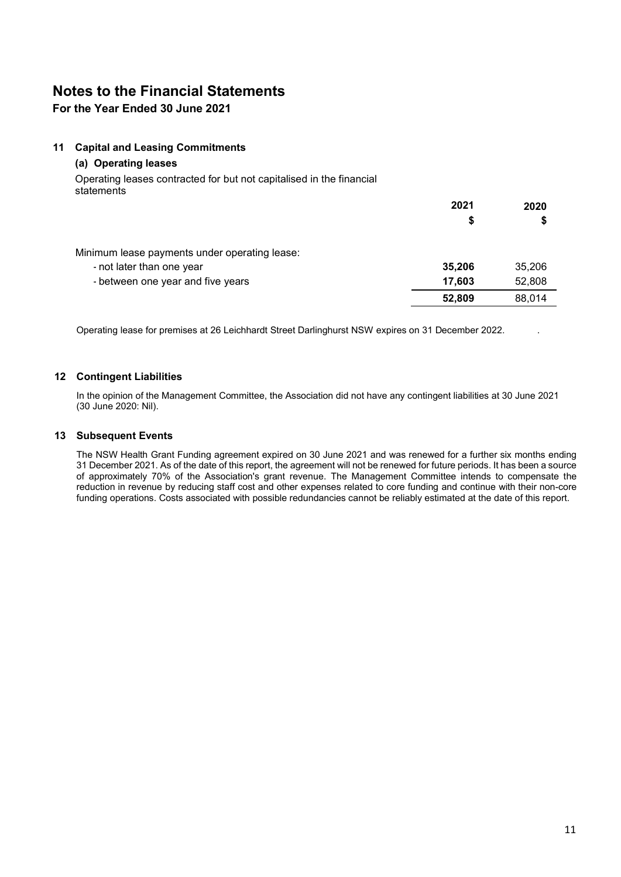# Notes to the Financial Statements

## For the Year Ended 30 June 2021

### 11 Capital and Leasing Commitments

#### (a) Operating leases

Operating leases contracted for but not capitalised in the financial statements

| | 2021 $ | 2020 $ |
|---|---|---|
| Minimum lease payments under operating lease: | | |
| - not later than one year | **35,206** | 35,206 |
| - between one year and five years | **17,603** | 52,808 |
| | **52,809** | 88,014 |

Operating lease for premises at 26 Leichhardt Street Darlinghurst NSW expires on 31 December 2022.

### 12 Contingent Liabilities

In the opinion of the Management Committee, the Association did not have any contingent liabilities at 30 June 2021 (30 June 2020: Nil).

### 13 Subsequent Events

The NSW Health Grant Funding agreement expired on 30 June 2021 and was renewed for a further six months ending 31 December 2021. As of the date of this report, the agreement will not be renewed for future periods. It has been a source of approximately 70% of the Association's grant revenue. The Management Committee intends to compensate the reduction in revenue by reducing staff cost and other expenses related to core funding and continue with their non-core funding operations. Costs associated with possible redundancies cannot be reliably estimated at the date of this report.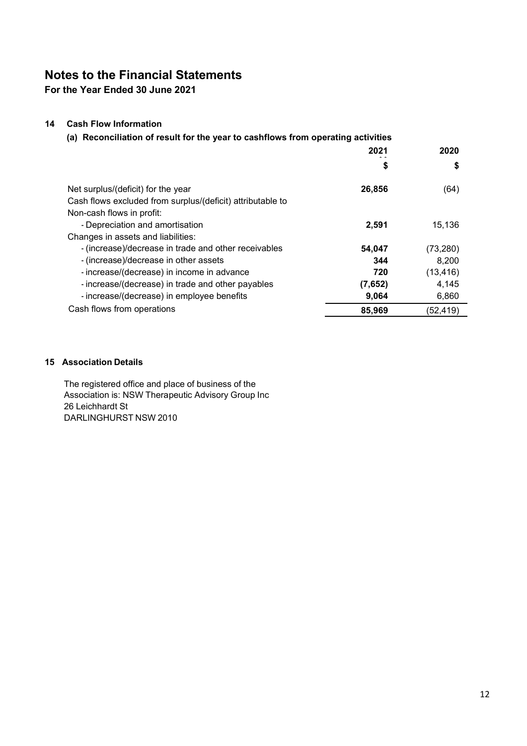# Notes to the Financial Statements

**For the Year Ended 30 June 2021**

## 14 Cash Flow Information

### (a) Reconciliation of result for the year to cashflows from operating activities

| | 2021 | 2020 |
|---|---|---|
| | $ | $ |
| Net surplus/(deficit) for the year | **26,856** | (64) |
| Cash flows excluded from surplus/(deficit) attributable to | | |
| Non-cash flows in profit: | | |
| - Depreciation and amortisation | **2,591** | 15,136 |
| Changes in assets and liabilities: | | |
| - (increase)/decrease in trade and other receivables | **54,047** | (73,280) |
| - (increase)/decrease in other assets | **344** | 8,200 |
| - increase/(decrease) in income in advance | **720** | (13,416) |
| - increase/(decrease) in trade and other payables | **(7,652)** | 4,145 |
| - increase/(decrease) in employee benefits | **9,064** | 6,860 |
| Cash flows from operations | **85,969** | (52,419) |

## 15 Association Details

The registered office and place of business of the Association is: NSW Therapeutic Advisory Group Inc
26 Leichhardt St
DARLINGHURST NSW 2010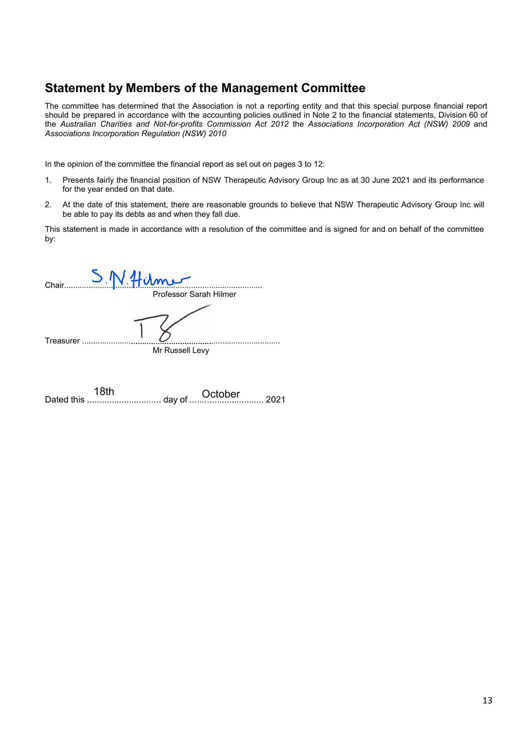## Statement by Members of the Management Committee

The committee has determined that the Association is not a reporting entity and that this special purpose financial report should be prepared in accordance with the accounting policies outlined in Note 2 to the financial statements, Division 60 of the *Australian Charities and Not-for-profits Commission Act 2012* the *Associations Incorporation Act (NSW) 2009* and *Associations Incorporation Regulation (NSW) 2010*

In the opinion of the committee the financial report as set out on pages 3 to 12:

1. Presents fairly the financial position of NSW Therapeutic Advisory Group Inc as at 30 June 2021 and its performance for the year ended on that date.
2. At the date of this statement, there are reasonable grounds to believe that NSW Therapeutic Advisory Group Inc will be able to pay its debts as and when they fall due.

This statement is made in accordance with a resolution of the committee and is signed for and on behalf of the committee by:

Chair........................................................................................
Professor Sarah Hilmer

Treasurer ..................................................................................
Mr Russell Levy

Dated this 18th day of October 2021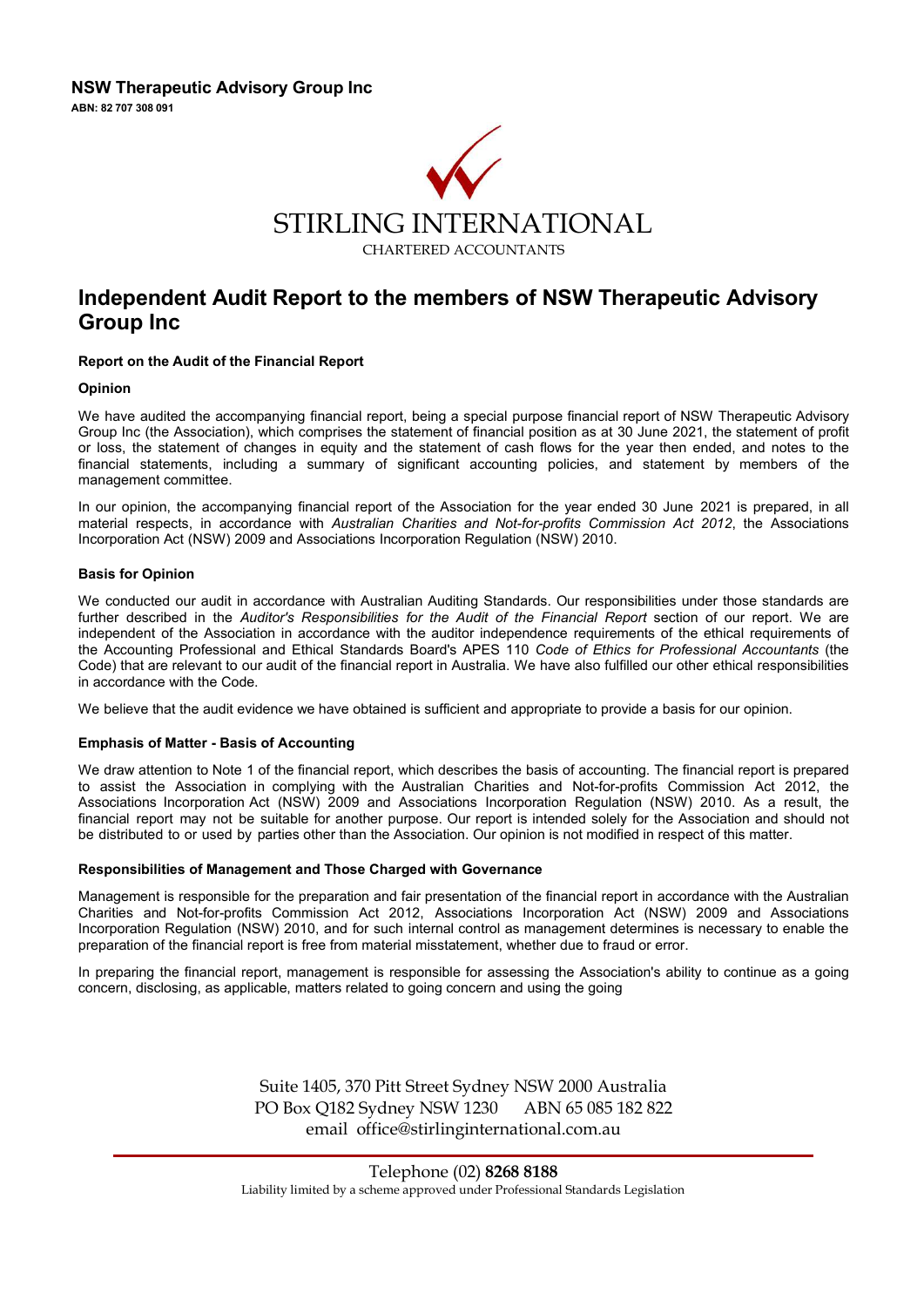**NSW Therapeutic Advisory Group Inc**

**ABN: 82 707 308 091**

STIRLING INTERNATIONAL

CHARTERED ACCOUNTANTS

# Independent Audit Report to the members of NSW Therapeutic Advisory Group Inc

#### Report on the Audit of the Financial Report

#### Opinion

We have audited the accompanying financial report, being a special purpose financial report of NSW Therapeutic Advisory Group Inc (the Association), which comprises the statement of financial position as at 30 June 2021, the statement of profit or loss, the statement of changes in equity and the statement of cash flows for the year then ended, and notes to the financial statements, including a summary of significant accounting policies, and statement by members of the management committee.

In our opinion, the accompanying financial report of the Association for the year ended 30 June 2021 is prepared, in all material respects, in accordance with *Australian Charities and Not-for-profits Commission Act 2012*, the Associations Incorporation Act (NSW) 2009 and Associations Incorporation Regulation (NSW) 2010.

#### Basis for Opinion

We conducted our audit in accordance with Australian Auditing Standards. Our responsibilities under those standards are further described in the *Auditor's Responsibilities for the Audit of the Financial Report* section of our report. We are independent of the Association in accordance with the auditor independence requirements of the ethical requirements of the Accounting Professional and Ethical Standards Board's APES 110 *Code of Ethics for Professional Accountants* (the Code) that are relevant to our audit of the financial report in Australia. We have also fulfilled our other ethical responsibilities in accordance with the Code.

We believe that the audit evidence we have obtained is sufficient and appropriate to provide a basis for our opinion.

#### Emphasis of Matter - Basis of Accounting

We draw attention to Note 1 of the financial report, which describes the basis of accounting. The financial report is prepared to assist the Association in complying with the Australian Charities and Not-for-profits Commission Act 2012, the Associations Incorporation Act (NSW) 2009 and Associations Incorporation Regulation (NSW) 2010. As a result, the financial report may not be suitable for another purpose. Our report is intended solely for the Association and should not be distributed to or used by parties other than the Association. Our opinion is not modified in respect of this matter.

#### Responsibilities of Management and Those Charged with Governance

Management is responsible for the preparation and fair presentation of the financial report in accordance with the Australian Charities and Not-for-profits Commission Act 2012, Associations Incorporation Act (NSW) 2009 and Associations Incorporation Regulation (NSW) 2010, and for such internal control as management determines is necessary to enable the preparation of the financial report is free from material misstatement, whether due to fraud or error.

In preparing the financial report, management is responsible for assessing the Association's ability to continue as a going concern, disclosing, as applicable, matters related to going concern and using the going

Suite 1405, 370 Pitt Street Sydney NSW 2000 Australia
PO Box Q182 Sydney NSW 1230 ABN 65 085 182 822
email office@stirlinginternational.com.au

Telephone (02) **8268 8188**
Liability limited by a scheme approved under Professional Standards Legislation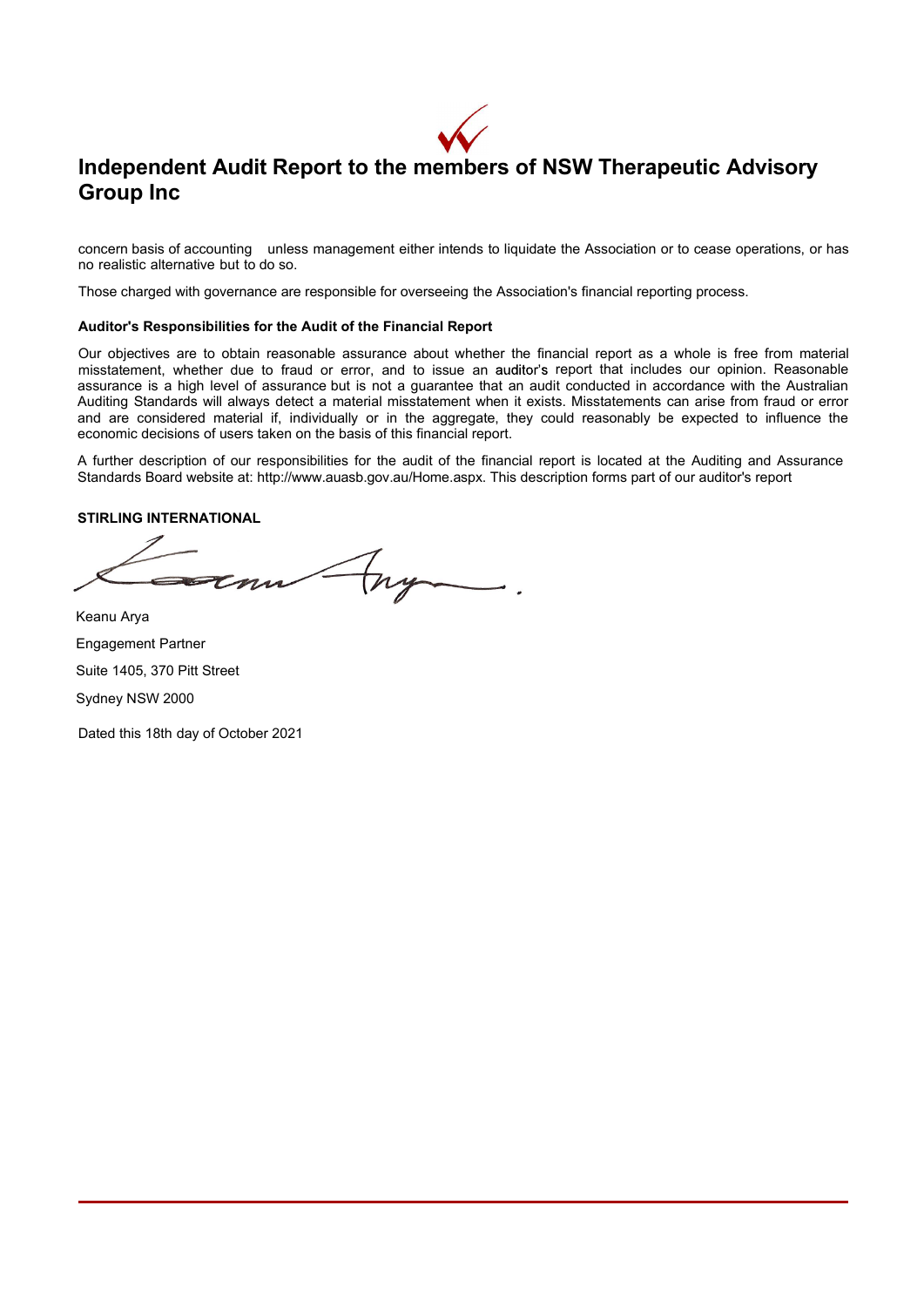# Independent Audit Report to the members of NSW Therapeutic Advisory Group Inc

concern basis of accounting unless management either intends to liquidate the Association or to cease operations, or has no realistic alternative but to do so.

Those charged with governance are responsible for overseeing the Association's financial reporting process.

**Auditor's Responsibilities for the Audit of the Financial Report**

Our objectives are to obtain reasonable assurance about whether the financial report as a whole is free from material misstatement, whether due to fraud or error, and to issue an auditor's report that includes our opinion. Reasonable assurance is a high level of assurance but is not a guarantee that an audit conducted in accordance with the Australian Auditing Standards will always detect a material misstatement when it exists. Misstatements can arise from fraud or error and are considered material if, individually or in the aggregate, they could reasonably be expected to influence the economic decisions of users taken on the basis of this financial report.

A further description of our responsibilities for the audit of the financial report is located at the Auditing and Assurance Standards Board website at: http://www.auasb.gov.au/Home.aspx. This description forms part of our auditor's report

**STIRLING INTERNATIONAL**

Keanu Arya

Engagement Partner

Suite 1405, 370 Pitt Street

Sydney NSW 2000

Dated this 18th day of October 2021